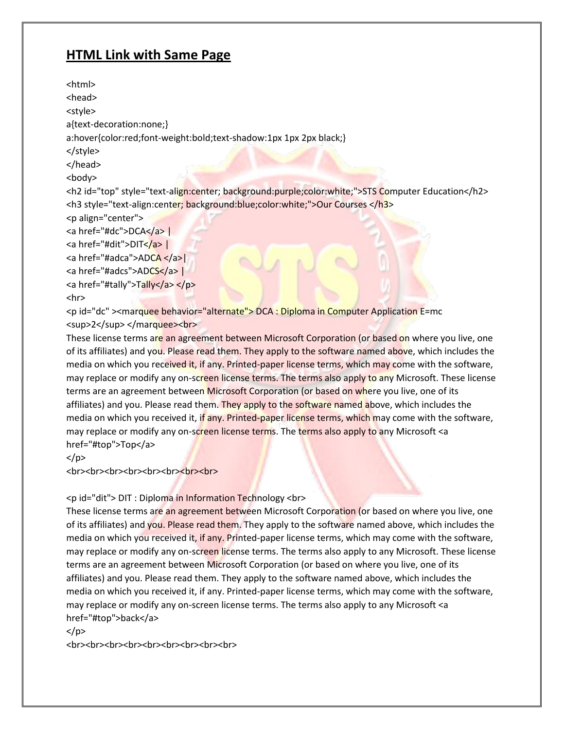## HTML Link with Same Page

```
<html>
<head>
<style>
a{text-decoration:none;}
a:hover{color:red;font-weight:bold;text-shadow:1px 1px 2px black;}
</style>
</head>
<body>
<h2 id="top" style="text-align:center; background:purple;color:white;">STS Computer Education</h2>
<h3 style="text-align:center; background:blue;color:white;">Our Courses </h3>
<p align="center">
<a href="#dc">DCA</a> |
<a href="#dit">DIT</a> |
<a href="#adca">ADCA </a>|
<a href="#adcs">ADCS</a> |
<a href="#tally">Tally</a> </p>
<hr>
<p id="dc" ><marquee behavior="alternate"> DCA : Diploma in Computer Application E=mc
<sup>2</sup> </marquee><br>
These license terms are an agreement between Microsoft Corporation (or based on where you live, one of its affiliates) and you. Please read them. They apply to the software named above, which includes the media on which you received it, if any. Printed-paper license terms, which may come with the software, may replace or modify any on-screen license terms. The terms also apply to any Microsoft. These license terms are an agreement between Microsoft Corporation (or based on where you live, one of its affiliates) and you. Please read them. They apply to the software named above, which includes the media on which you received it, if any. Printed-paper license terms, which may come with the software, may replace or modify any on-screen license terms. The terms also apply to any Microsoft <a
href="#top">Top</a>
</p>
<br><br><br><br><br><br><br><br>

<p id="dit"> DIT : Diploma in Information Technology <br>
These license terms are an agreement between Microsoft Corporation (or based on where you live, one of its affiliates) and you. Please read them. They apply to the software named above, which includes the media on which you received it, if any. Printed-paper license terms, which may come with the software, may replace or modify any on-screen license terms. The terms also apply to any Microsoft. These license terms are an agreement between Microsoft Corporation (or based on where you live, one of its affiliates) and you. Please read them. They apply to the software named above, which includes the media on which you received it, if any. Printed-paper license terms, which may come with the software, may replace or modify any on-screen license terms. The terms also apply to any Microsoft <a
href="#top">back</a>
</p>
<br><br><br><br><br><br><br><br><br>
```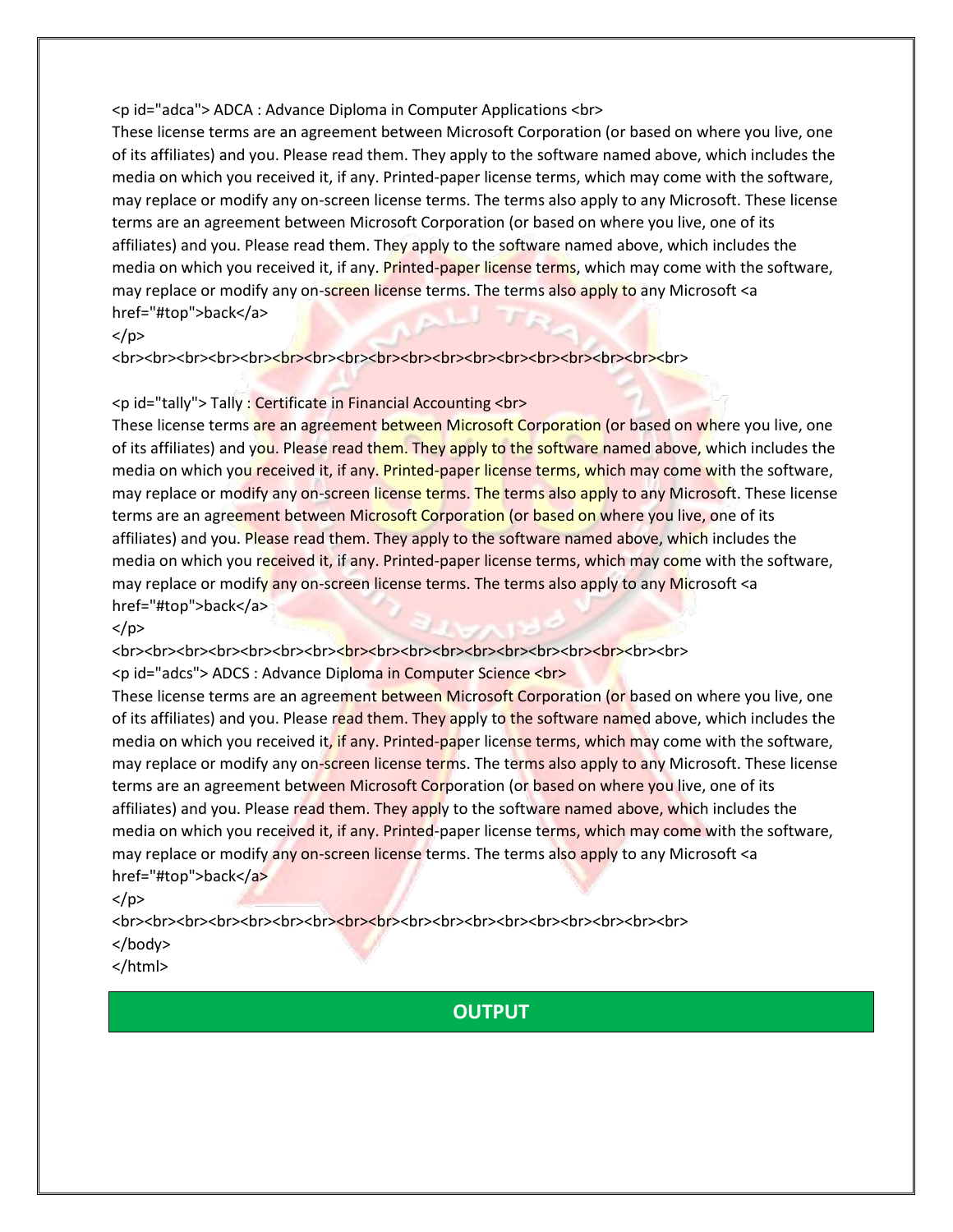```html
<p id="adca"> ADCA : Advance Diploma in Computer Applications <br>
These license terms are an agreement between Microsoft Corporation (or based on where you live, one of its affiliates) and you. Please read them. They apply to the software named above, which includes the media on which you received it, if any. Printed-paper license terms, which may come with the software, may replace or modify any on-screen license terms. The terms also apply to any Microsoft. These license terms are an agreement between Microsoft Corporation (or based on where you live, one of its affiliates) and you. Please read them. They apply to the software named above, which includes the media on which you received it, if any. Printed-paper license terms, which may come with the software, may replace or modify any on-screen license terms. The terms also apply to any Microsoft <a href="#top">back</a>
</p>
<br><br><br><br><br><br><br><br><br><br><br><br><br><br><br><br><br><br>

<p id="tally"> Tally : Certificate in Financial Accounting <br>
These license terms are an agreement between Microsoft Corporation (or based on where you live, one of its affiliates) and you. Please read them. They apply to the software named above, which includes the media on which you received it, if any. Printed-paper license terms, which may come with the software, may replace or modify any on-screen license terms. The terms also apply to any Microsoft. These license terms are an agreement between Microsoft Corporation (or based on where you live, one of its affiliates) and you. Please read them. They apply to the software named above, which includes the media on which you received it, if any. Printed-paper license terms, which may come with the software, may replace or modify any on-screen license terms. The terms also apply to any Microsoft <a href="#top">back</a>
</p>
<br><br><br><br><br><br><br><br><br><br><br><br><br><br><br><br><br><br>
<p id="adcs"> ADCS : Advance Diploma in Computer Science <br>
These license terms are an agreement between Microsoft Corporation (or based on where you live, one of its affiliates) and you. Please read them. They apply to the software named above, which includes the media on which you received it, if any. Printed-paper license terms, which may come with the software, may replace or modify any on-screen license terms. The terms also apply to any Microsoft. These license terms are an agreement between Microsoft Corporation (or based on where you live, one of its affiliates) and you. Please read them. They apply to the software named above, which includes the media on which you received it, if any. Printed-paper license terms, which may come with the software, may replace or modify any on-screen license terms. The terms also apply to any Microsoft <a href="#top">back</a>
</p>
<br><br><br><br><br><br><br><br><br><br><br><br><br><br><br><br><br><br>
</body>
</html>
```

## OUTPUT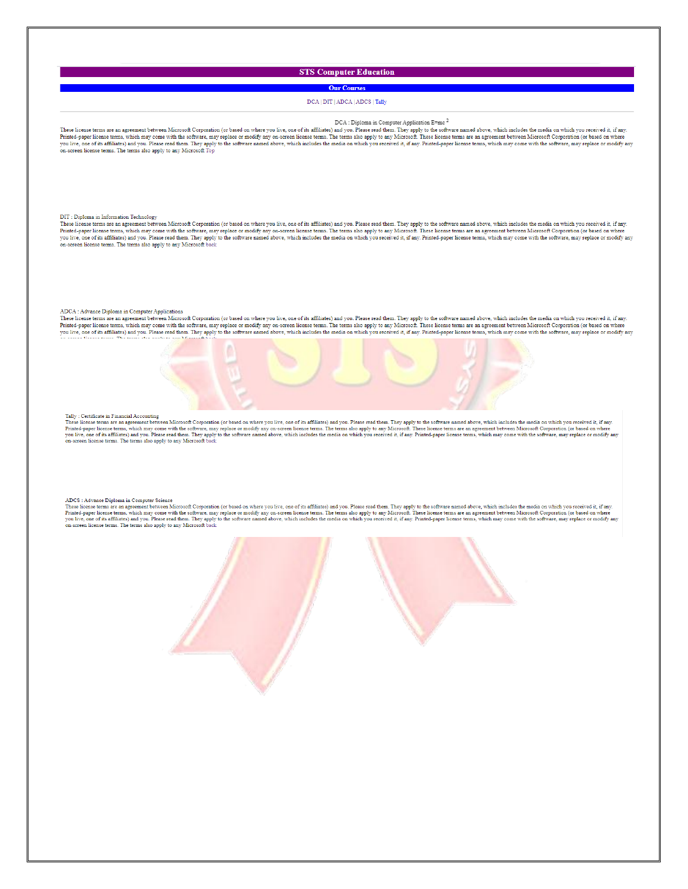# STS Computer Education

## Our Courses

DCA | DIT | ADCA | ADCS | Tally

DCA : Diploma in Computer Application $E=mc^2$

These license terms are an agreement between Microsoft Corporation (or based on where you live, one of its affiliates) and you. Please read them. They apply to the software named above, which includes the media on which you received it, if any. Printed-paper license terms, which may come with the software, may replace or modify any on-screen license terms. The terms also apply to any Microsoft. These license terms are an agreement between Microsoft Corporation (or based on where you live, one of its affiliates) and you. Please read them. They apply to the software named above, which includes the media on which you received it, if any. Printed-paper license terms, which may come with the software, may replace or modify any on-screen license terms. The terms also apply to any Microsoft Top

DIT : Diploma in Information Technology

These license terms are an agreement between Microsoft Corporation (or based on where you live, one of its affiliates) and you. Please read them. They apply to the software named above, which includes the media on which you received it, if any. Printed-paper license terms, which may come with the software, may replace or modify any on-screen license terms. The terms also apply to any Microsoft. These license terms are an agreement between Microsoft Corporation (or based on where you live, one of its affiliates) and you. Please read them. They apply to the software named above, which includes the media on which you received it, if any. Printed-paper license terms, which may come with the software, may replace or modify any on-screen license terms. The terms also apply to any Microsoft back

ADCA : Advance Diploma in Computer Applications

These license terms are an agreement between Microsoft Corporation (or based on where you live, one of its affiliates) and you. Please read them. They apply to the software named above, which includes the media on which you received it, if any. Printed-paper license terms, which may come with the software, may replace or modify any on-screen license terms. The terms also apply to any Microsoft. These license terms are an agreement between Microsoft Corporation (or based on where you live, one of its affiliates) and you. Please read them. They apply to the software named above, which includes the media on which you received it, if any. Printed-paper license terms, which may come with the software, may replace or modify any

Tally : Certificate in Financial Accounting

These license terms are an agreement between Microsoft Corporation (or based on where you live, one of its affiliates) and you. Please read them. They apply to the software named above, which includes the media on which you received it, if any. Printed-paper license terms, which may come with the software, may replace or modify any on-screen license terms. The terms also apply to any Microsoft. These license terms are an agreement between Microsoft Corporation (or based on where you live, one of its affiliates) and you. Please read them. They apply to the software named above, which includes the media on which you received it, if any. Printed-paper license terms, which may come with the software, may replace or modify any on-screen license terms. The terms also apply to any Microsoft back

ADCS : Advance Diploma in Computer Science

These license terms are an agreement between Microsoft Corporation (or based on where you live, one of its affiliates) and you. Please read them. They apply to the software named above, which includes the media on which you received it, if any. Printed-paper license terms, which may come with the software, may replace or modify any on-screen license terms. The terms also apply to any Microsoft. These license terms are an agreement between Microsoft Corporation (or based on where you live, one of its affiliates) and you. Please read them. They apply to the software named above, which includes the media on which you received it, if any. Printed-paper license terms, which may come with the software, may replace or modify any on-screen license terms. The terms also apply to any Microsoft back